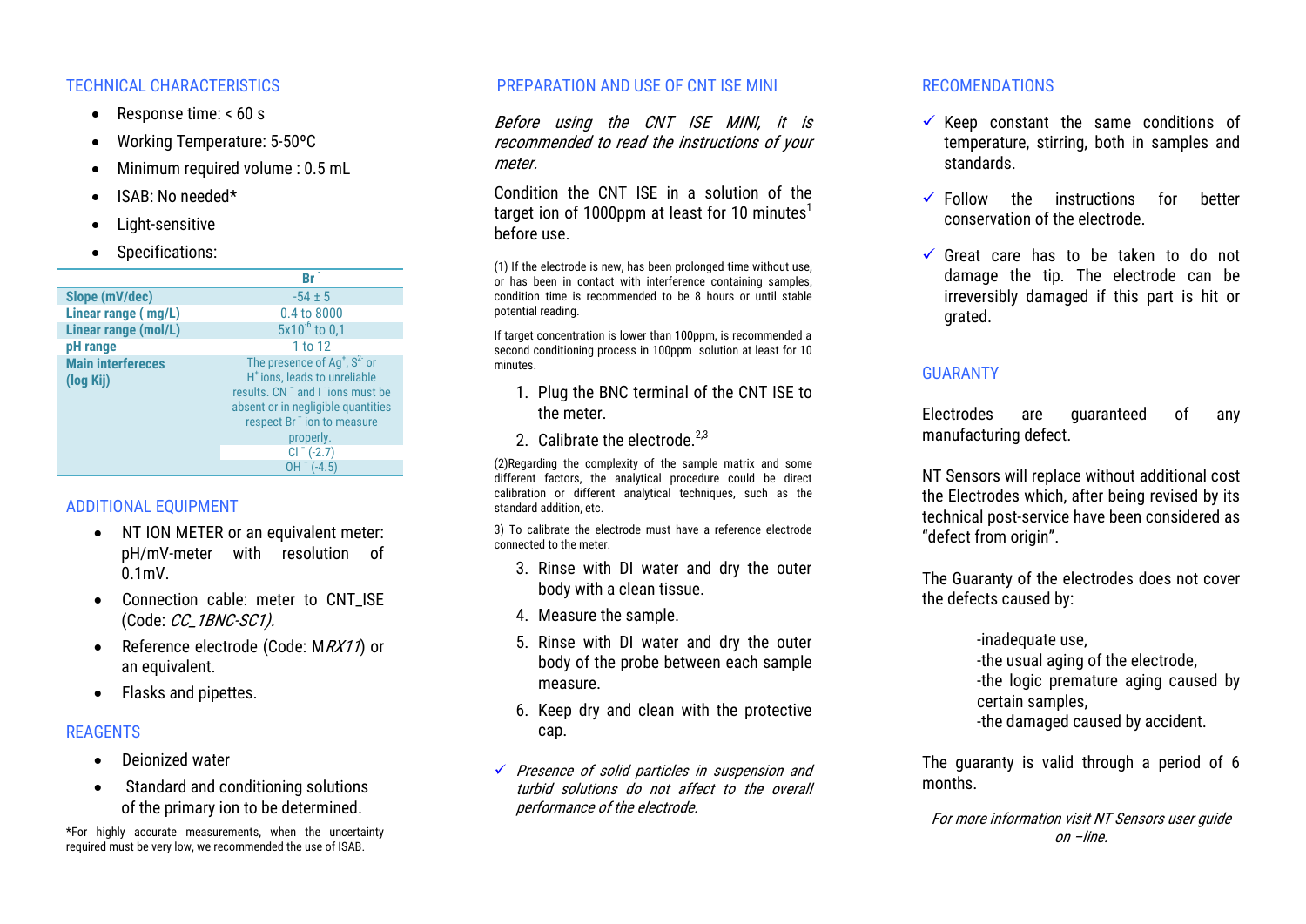## TECHNICAL CHARACTERISTICS

- Response time: < 60 s
- Working Temperature: 5-50ºC
- Minimum required volume : 0.5 mL
- ISAB: No needed*
- Light-sensitive
- Specifications:

| | $Br^-$ |
|---|---|
| **Slope (mV/dec)** | -54 ± 5 |
| **Linear range ( mg/L)** | 0.4 to 8000 |
| **Linear range (mol/L)** | $5x10^{-6}$ to 0,1 |
| **pH range** | 1 to 12 |
| **Main interfereces (log Kij)** | The presence of $Ag^+$, $S^{2-}$ or $H^+$ ions, leads to unreliable results. $CN^-$ and $I^-$ ions must be absent or in negligible quantities respect $Br^-$ ion to measure properly. |
| | $Cl^-$ (-2.7) |
| | $OH^-$ (-4.5) |

## ADDITIONAL EQUIPMENT

- NT ION METER or an equivalent meter: pH/mV-meter with resolution of 0.1mV.
- Connection cable: meter to CNT_ISE (Code: *CC_1BNC-SC1).*
- Reference electrode (Code: M*RX11*) or an equivalent.
- Flasks and pipettes.

## REAGENTS

- Deionized water
- Standard and conditioning solutions of the primary ion to be determined.

*For highly accurate measurements, when the uncertainty required must be very low, we recommended the use of ISAB.

## PREPARATION AND USE OF CNT ISE MINI

*Before using the CNT ISE MINI, it is recommended to read the instructions of your meter.*

Condition the CNT ISE in a solution of the target ion of 1000ppm at least for 10 minutes[1] before use.

(1) If the electrode is new, has been prolonged time without use, or has been in contact with interference containing samples, condition time is recommended to be 8 hours or until stable potential reading.

If target concentration is lower than 100ppm, is recommended a second conditioning process in 100ppm solution at least for 10 minutes.

1. Plug the BNC terminal of the CNT ISE to the meter.
2. Calibrate the electrode.[2,3]

(2)Regarding the complexity of the sample matrix and some different factors, the analytical procedure could be direct calibration or different analytical techniques, such as the standard addition, etc.

3) To calibrate the electrode must have a reference electrode connected to the meter.

3. Rinse with DI water and dry the outer body with a clean tissue.
4. Measure the sample.
5. Rinse with DI water and dry the outer body of the probe between each sample measure.
6. Keep dry and clean with the protective cap.

✓ *Presence of solid particles in suspension and turbid solutions do not affect to the overall performance of the electrode.*

## RECOMENDATIONS

✓ Keep constant the same conditions of temperature, stirring, both in samples and standards.

✓ Follow the instructions for better conservation of the electrode.

✓ Great care has to be taken to do not damage the tip. The electrode can be irreversibly damaged if this part is hit or grated.

## GUARANTY

Electrodes are guaranteed of any manufacturing defect.

NT Sensors will replace without additional cost the Electrodes which, after being revised by its technical post-service have been considered as “defect from origin”.

The Guaranty of the electrodes does not cover the defects caused by:

-inadequate use,
-the usual aging of the electrode,
-the logic premature aging caused by certain samples,
-the damaged caused by accident.

The guaranty is valid through a period of 6 months.

*For more information visit NT Sensors user guide on –line.*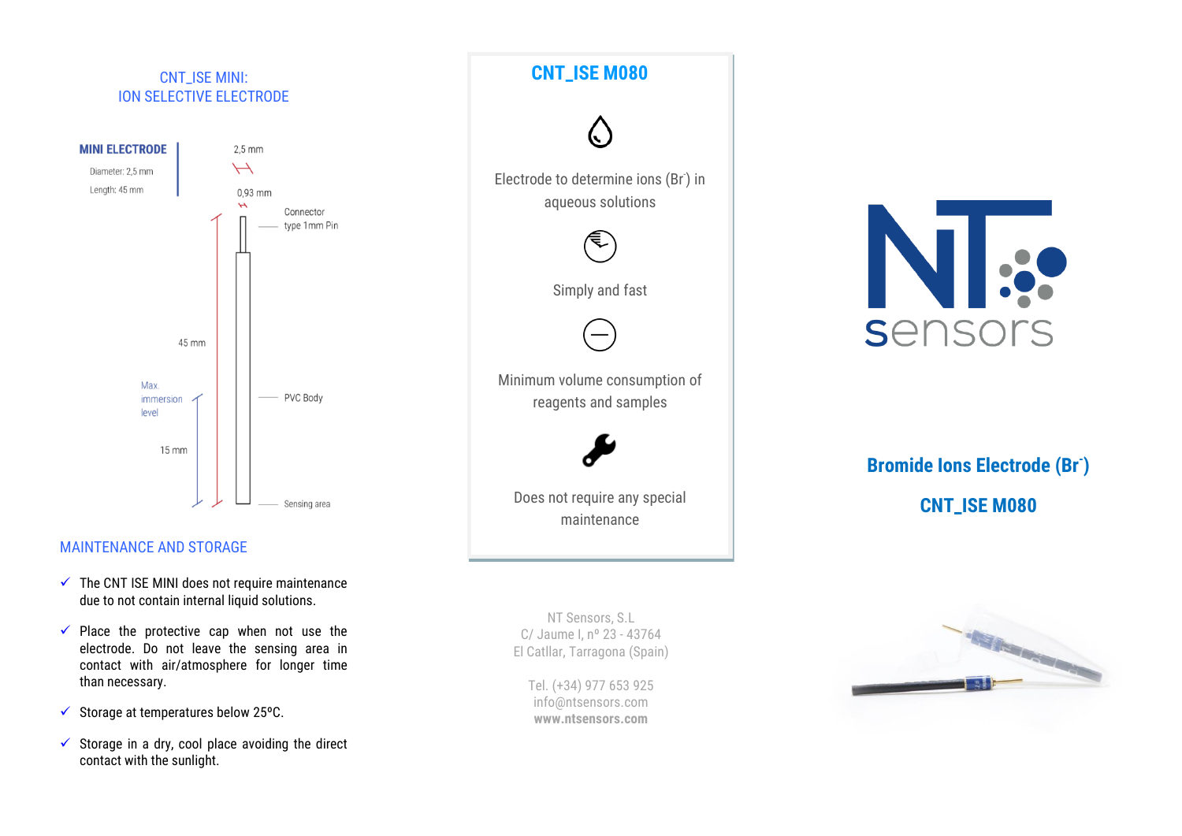## CNT_ISE MINI:
## ION SELECTIVE ELECTRODE

**MINI ELECTRODE**

Diameter: 2,5 mm

Length: 45 mm

2,5 mm

0,93 mm

Connector type 1mm Pin

45 mm

Max. immersion level

PVC Body

15 mm

Sensing area

## MAINTENANCE AND STORAGE

- ✓ The CNT ISE MINI does not require maintenance due to not contain internal liquid solutions.
- ✓ Place the protective cap when not use the electrode. Do not leave the sensing area in contact with air/atmosphere for longer time than necessary.
- ✓ Storage at temperatures below 25ºC.
- ✓ Storage in a dry, cool place avoiding the direct contact with the sunlight.

## CNT_ISE M080

Electrode to determine ions ($Br^-$) in aqueous solutions

Simply and fast

Minimum volume consumption of reagents and samples

Does not require any special maintenance

NT Sensors, S.L
C/ Jaume I, nº 23 - 43764
El Catllar, Tarragona (Spain)

Tel. (+34) 977 653 925
info@ntsensors.com
**www.ntsensors.com**

NT sensors

## Bromide Ions Electrode ($Br^-$)

## CNT_ISE M080